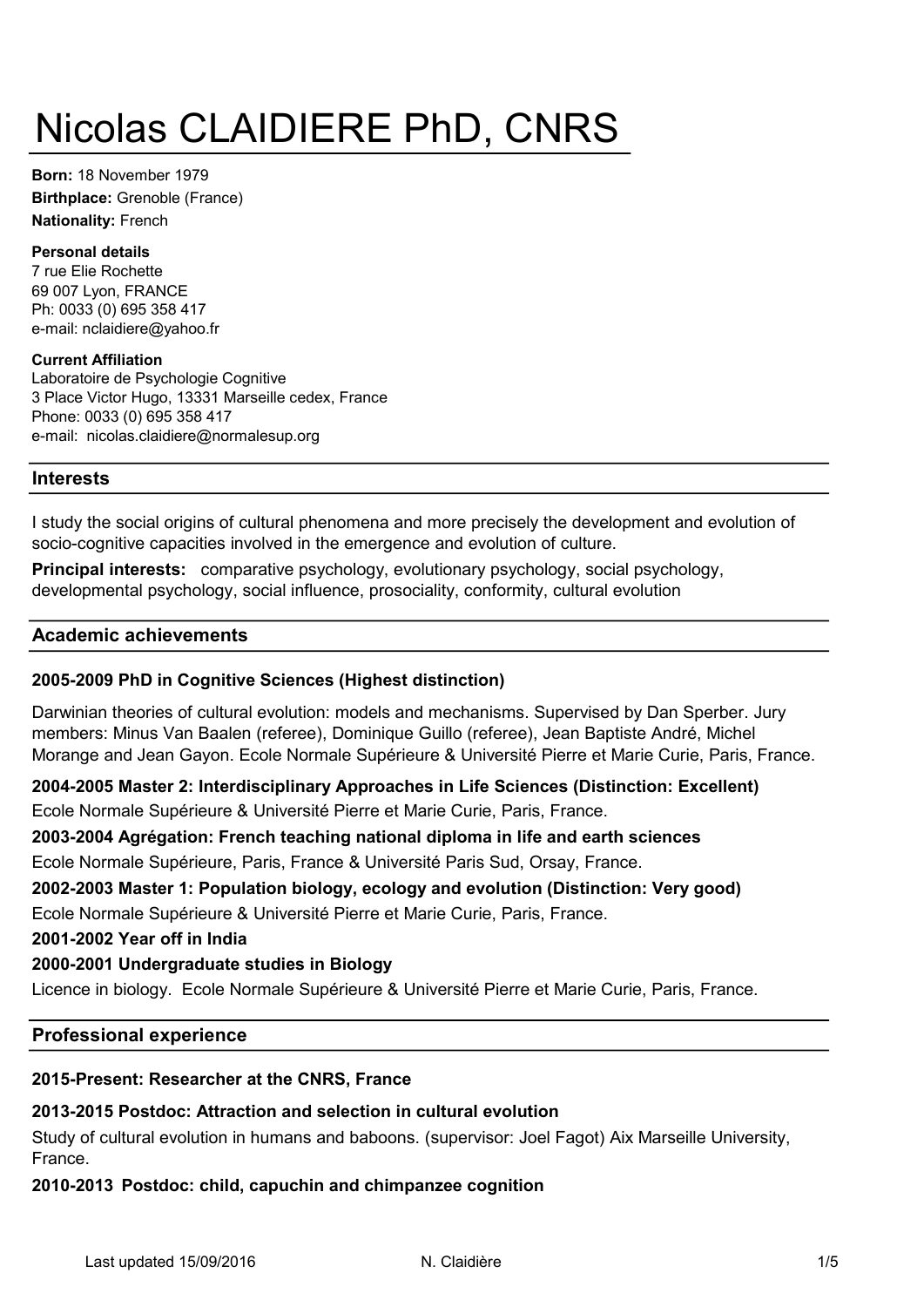# Nicolas CLAIDIERE PhD, CNRS

**Born:** 18 November 1979
**Birthplace:** Grenoble (France)
**Nationality:** French

**Personal details**
7 rue Elie Rochette
69 007 Lyon, FRANCE
Ph: 0033 (0) 695 358 417
e-mail: nclaidiere@yahoo.fr

**Current Affiliation**
Laboratoire de Psychologie Cognitive
3 Place Victor Hugo, 13331 Marseille cedex, France
Phone: 0033 (0) 695 358 417
e-mail: nicolas.claidiere@normalesup.org

## Interests

I study the social origins of cultural phenomena and more precisely the development and evolution of socio-cognitive capacities involved in the emergence and evolution of culture.

**Principal interests:** comparative psychology, evolutionary psychology, social psychology, developmental psychology, social influence, prosociality, conformity, cultural evolution

## Academic achievements

**2005-2009 PhD in Cognitive Sciences (Highest distinction)**

Darwinian theories of cultural evolution: models and mechanisms. Supervised by Dan Sperber. Jury members: Minus Van Baalen (referee), Dominique Guillo (referee), Jean Baptiste André, Michel Morange and Jean Gayon. Ecole Normale Supérieure & Université Pierre et Marie Curie, Paris, France.

**2004-2005 Master 2: Interdisciplinary Approaches in Life Sciences (Distinction: Excellent)**
Ecole Normale Supérieure & Université Pierre et Marie Curie, Paris, France.

**2003-2004 Agrégation: French teaching national diploma in life and earth sciences**
Ecole Normale Supérieure, Paris, France & Université Paris Sud, Orsay, France.

**2002-2003 Master 1: Population biology, ecology and evolution (Distinction: Very good)**
Ecole Normale Supérieure & Université Pierre et Marie Curie, Paris, France.

**2001-2002 Year off in India**

**2000-2001 Undergraduate studies in Biology**
Licence in biology. Ecole Normale Supérieure & Université Pierre et Marie Curie, Paris, France.

## Professional experience

**2015-Present: Researcher at the CNRS, France**

**2013-2015 Postdoc: Attraction and selection in cultural evolution**
Study of cultural evolution in humans and baboons. (supervisor: Joel Fagot) Aix Marseille University, France.

**2010-2013 Postdoc: child, capuchin and chimpanzee cognition**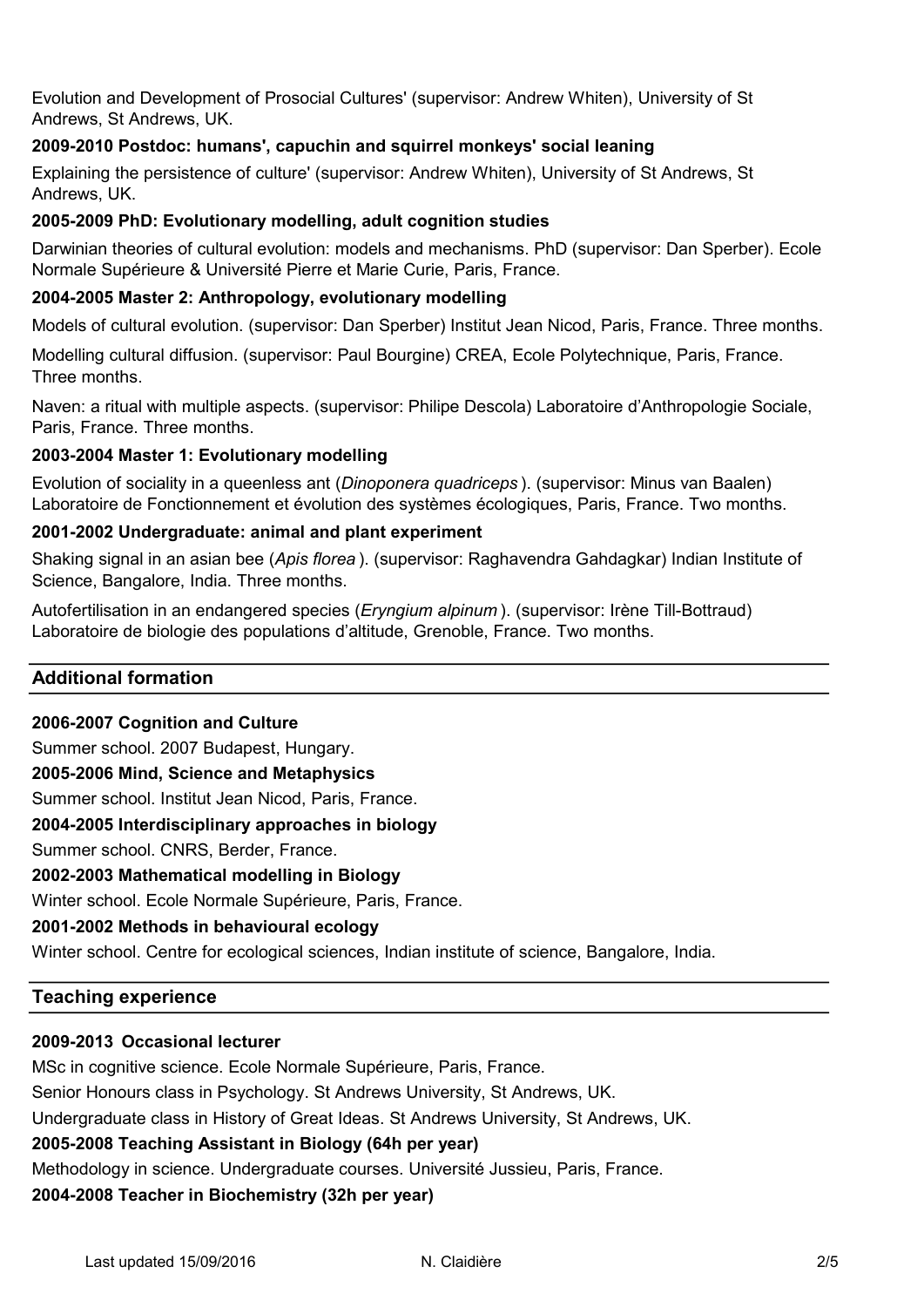Evolution and Development of Prosocial Cultures' (supervisor: Andrew Whiten), University of St Andrews, St Andrews, UK.

**2009-2010 Postdoc: humans', capuchin and squirrel monkeys' social leaning**

Explaining the persistence of culture' (supervisor: Andrew Whiten), University of St Andrews, St Andrews, UK.

**2005-2009 PhD: Evolutionary modelling, adult cognition studies**

Darwinian theories of cultural evolution: models and mechanisms. PhD (supervisor: Dan Sperber). Ecole Normale Supérieure & Université Pierre et Marie Curie, Paris, France.

**2004-2005 Master 2: Anthropology, evolutionary modelling**

Models of cultural evolution. (supervisor: Dan Sperber) Institut Jean Nicod, Paris, France. Three months.

Modelling cultural diffusion. (supervisor: Paul Bourgine) CREA, Ecole Polytechnique, Paris, France. Three months.

Naven: a ritual with multiple aspects. (supervisor: Philipe Descola) Laboratoire d'Anthropologie Sociale, Paris, France. Three months.

**2003-2004 Master 1: Evolutionary modelling**

Evolution of sociality in a queenless ant (*Dinoponera quadriceps* ). (supervisor: Minus van Baalen) Laboratoire de Fonctionnement et évolution des systèmes écologiques, Paris, France. Two months.

**2001-2002 Undergraduate: animal and plant experiment**

Shaking signal in an asian bee (*Apis florea* ). (supervisor: Raghavendra Gahdagkar) Indian Institute of Science, Bangalore, India. Three months.

Autofertilisation in an endangered species (*Eryngium alpinum* ). (supervisor: Irène Till-Bottraud) Laboratoire de biologie des populations d'altitude, Grenoble, France. Two months.

## Additional formation

**2006-2007 Cognition and Culture**

Summer school. 2007 Budapest, Hungary.

**2005-2006 Mind, Science and Metaphysics**

Summer school. Institut Jean Nicod, Paris, France.

**2004-2005 Interdisciplinary approaches in biology**

Summer school. CNRS, Berder, France.

**2002-2003 Mathematical modelling in Biology**

Winter school. Ecole Normale Supérieure, Paris, France.

**2001-2002 Methods in behavioural ecology**

Winter school. Centre for ecological sciences, Indian institute of science, Bangalore, India.

## Teaching experience

**2009-2013 Occasional lecturer**

MSc in cognitive science. Ecole Normale Supérieure, Paris, France.

Senior Honours class in Psychology. St Andrews University, St Andrews, UK.

Undergraduate class in History of Great Ideas. St Andrews University, St Andrews, UK.

**2005-2008 Teaching Assistant in Biology (64h per year)**

Methodology in science. Undergraduate courses. Université Jussieu, Paris, France.

**2004-2008 Teacher in Biochemistry (32h per year)**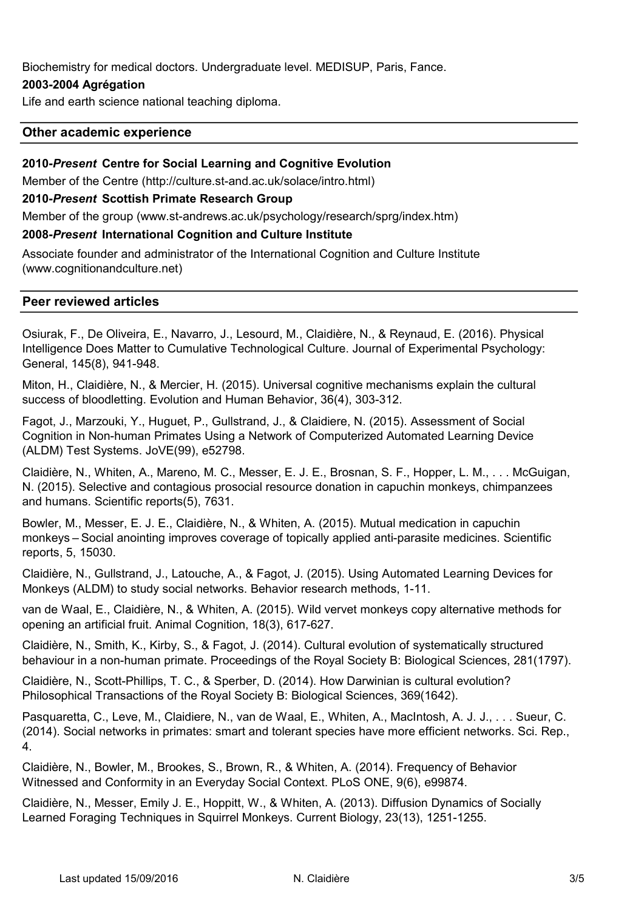Biochemistry for medical doctors. Undergraduate level. MEDISUP, Paris, Fance.

**2003-2004 Agrégation**

Life and earth science national teaching diploma.

## Other academic experience

**2010-*Present* Centre for Social Learning and Cognitive Evolution**

Member of the Centre (http://culture.st-and.ac.uk/solace/intro.html)

**2010-*Present* Scottish Primate Research Group**

Member of the group (www.st-andrews.ac.uk/psychology/research/sprg/index.htm)

**2008-*Present* International Cognition and Culture Institute**

Associate founder and administrator of the International Cognition and Culture Institute (www.cognitionandculture.net)

## Peer reviewed articles

Osiurak, F., De Oliveira, E., Navarro, J., Lesourd, M., Claidière, N., & Reynaud, E. (2016). Physical Intelligence Does Matter to Cumulative Technological Culture. Journal of Experimental Psychology: General, 145(8), 941-948.

Miton, H., Claidière, N., & Mercier, H. (2015). Universal cognitive mechanisms explain the cultural success of bloodletting. Evolution and Human Behavior, 36(4), 303-312.

Fagot, J., Marzouki, Y., Huguet, P., Gullstrand, J., & Claidiere, N. (2015). Assessment of Social Cognition in Non-human Primates Using a Network of Computerized Automated Learning Device (ALDM) Test Systems. JoVE(99), e52798.

Claidière, N., Whiten, A., Mareno, M. C., Messer, E. J. E., Brosnan, S. F., Hopper, L. M., . . . McGuigan, N. (2015). Selective and contagious prosocial resource donation in capuchin monkeys, chimpanzees and humans. Scientific reports(5), 7631.

Bowler, M., Messer, E. J. E., Claidière, N., & Whiten, A. (2015). Mutual medication in capuchin monkeys – Social anointing improves coverage of topically applied anti-parasite medicines. Scientific reports, 5, 15030.

Claidière, N., Gullstrand, J., Latouche, A., & Fagot, J. (2015). Using Automated Learning Devices for Monkeys (ALDM) to study social networks. Behavior research methods, 1-11.

van de Waal, E., Claidière, N., & Whiten, A. (2015). Wild vervet monkeys copy alternative methods for opening an artificial fruit. Animal Cognition, 18(3), 617-627.

Claidière, N., Smith, K., Kirby, S., & Fagot, J. (2014). Cultural evolution of systematically structured behaviour in a non-human primate. Proceedings of the Royal Society B: Biological Sciences, 281(1797).

Claidière, N., Scott-Phillips, T. C., & Sperber, D. (2014). How Darwinian is cultural evolution? Philosophical Transactions of the Royal Society B: Biological Sciences, 369(1642).

Pasquaretta, C., Leve, M., Claidiere, N., van de Waal, E., Whiten, A., MacIntosh, A. J. J., . . . Sueur, C. (2014). Social networks in primates: smart and tolerant species have more efficient networks. Sci. Rep., 4.

Claidière, N., Bowler, M., Brookes, S., Brown, R., & Whiten, A. (2014). Frequency of Behavior Witnessed and Conformity in an Everyday Social Context. PLoS ONE, 9(6), e99874.

Claidière, N., Messer, Emily J. E., Hoppitt, W., & Whiten, A. (2013). Diffusion Dynamics of Socially Learned Foraging Techniques in Squirrel Monkeys. Current Biology, 23(13), 1251-1255.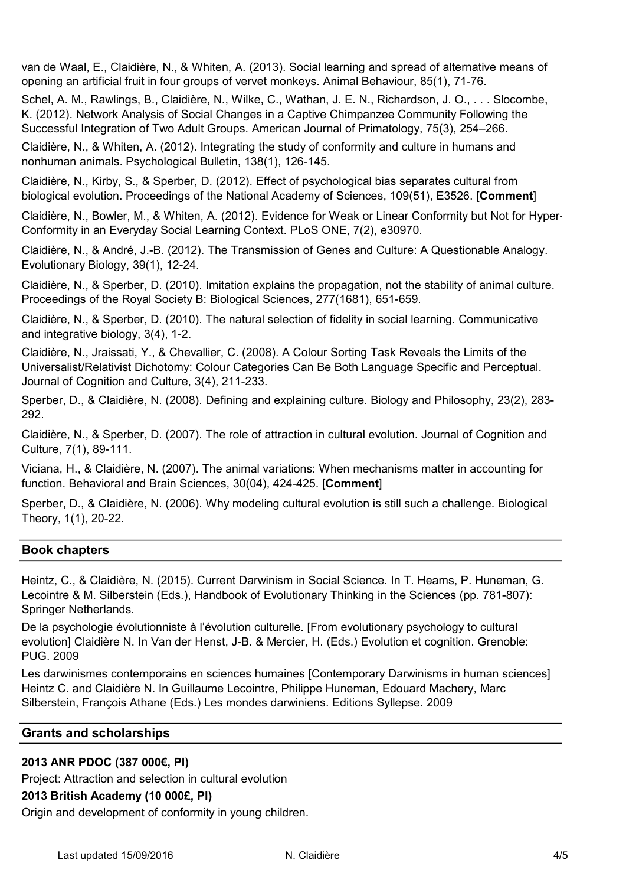van de Waal, E., Claidière, N., & Whiten, A. (2013). Social learning and spread of alternative means of opening an artificial fruit in four groups of vervet monkeys. Animal Behaviour, 85(1), 71-76.

Schel, A. M., Rawlings, B., Claidière, N., Wilke, C., Wathan, J. E. N., Richardson, J. O., . . . Slocombe, K. (2012). Network Analysis of Social Changes in a Captive Chimpanzee Community Following the Successful Integration of Two Adult Groups. American Journal of Primatology, 75(3), 254–266.

Claidière, N., & Whiten, A. (2012). Integrating the study of conformity and culture in humans and nonhuman animals. Psychological Bulletin, 138(1), 126-145.

Claidière, N., Kirby, S., & Sperber, D. (2012). Effect of psychological bias separates cultural from biological evolution. Proceedings of the National Academy of Sciences, 109(51), E3526. [**Comment**]

Claidière, N., Bowler, M., & Whiten, A. (2012). Evidence for Weak or Linear Conformity but Not for Hyper-Conformity in an Everyday Social Learning Context. PLoS ONE, 7(2), e30970.

Claidière, N., & André, J.-B. (2012). The Transmission of Genes and Culture: A Questionable Analogy. Evolutionary Biology, 39(1), 12-24.

Claidière, N., & Sperber, D. (2010). Imitation explains the propagation, not the stability of animal culture. Proceedings of the Royal Society B: Biological Sciences, 277(1681), 651-659.

Claidière, N., & Sperber, D. (2010). The natural selection of fidelity in social learning. Communicative and integrative biology, 3(4), 1-2.

Claidière, N., Jraissati, Y., & Chevallier, C. (2008). A Colour Sorting Task Reveals the Limits of the Universalist/Relativist Dichotomy: Colour Categories Can Be Both Language Specific and Perceptual. Journal of Cognition and Culture, 3(4), 211-233.

Sperber, D., & Claidière, N. (2008). Defining and explaining culture. Biology and Philosophy, 23(2), 283-292.

Claidière, N., & Sperber, D. (2007). The role of attraction in cultural evolution. Journal of Cognition and Culture, 7(1), 89-111.

Viciana, H., & Claidière, N. (2007). The animal variations: When mechanisms matter in accounting for function. Behavioral and Brain Sciences, 30(04), 424-425. [**Comment**]

Sperber, D., & Claidière, N. (2006). Why modeling cultural evolution is still such a challenge. Biological Theory, 1(1), 20-22.

## Book chapters

Heintz, C., & Claidière, N. (2015). Current Darwinism in Social Science. In T. Heams, P. Huneman, G. Lecointre & M. Silberstein (Eds.), Handbook of Evolutionary Thinking in the Sciences (pp. 781-807): Springer Netherlands.

De la psychologie évolutionniste à l'évolution culturelle. [From evolutionary psychology to cultural evolution] Claidière N. In Van der Henst, J-B. & Mercier, H. (Eds.) Evolution et cognition. Grenoble: PUG. 2009

Les darwinismes contemporains en sciences humaines [Contemporary Darwinisms in human sciences] Heintz C. and Claidière N. In Guillaume Lecointre, Philippe Huneman, Edouard Machery, Marc Silberstein, François Athane (Eds.) Les mondes darwiniens. Editions Syllepse. 2009

## Grants and scholarships

**2013 ANR PDOC (387 000€, PI)**

Project: Attraction and selection in cultural evolution

**2013 British Academy (10 000£, PI)**

Origin and development of conformity in young children.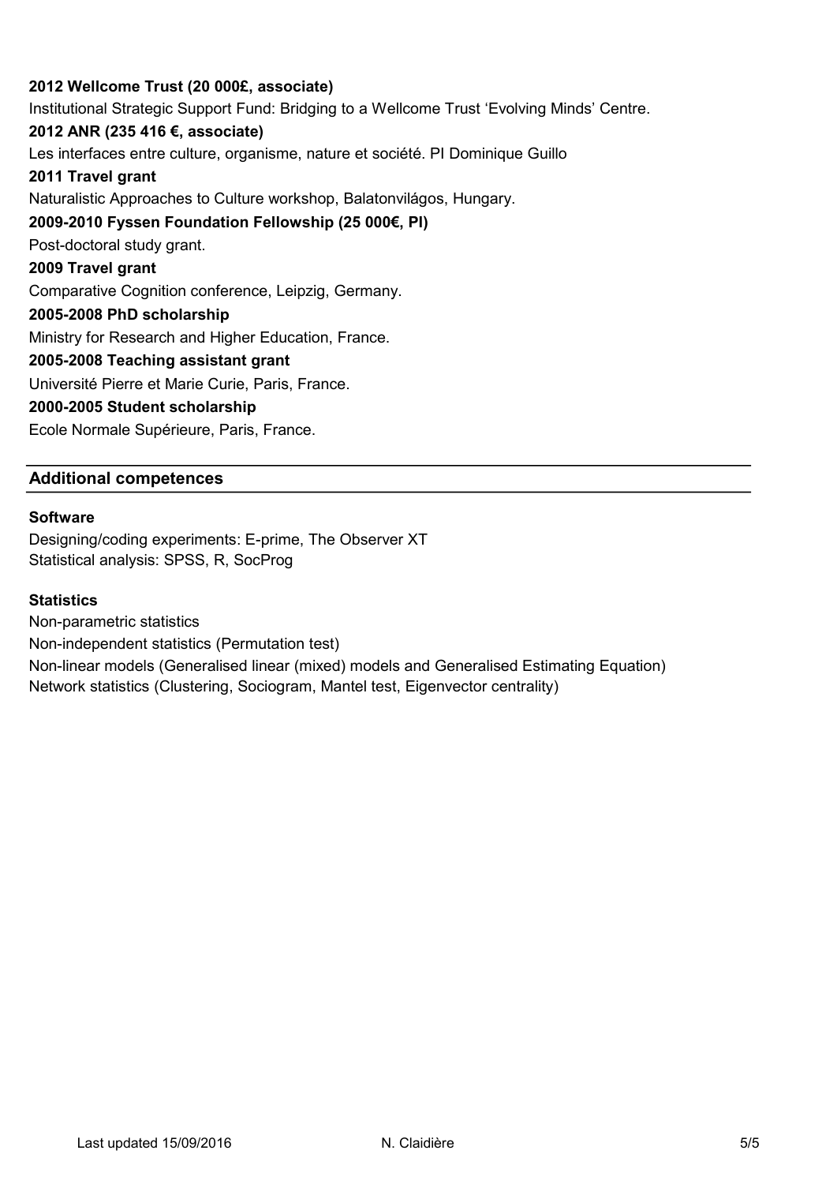**2012 Wellcome Trust (20 000£, associate)**
Institutional Strategic Support Fund: Bridging to a Wellcome Trust 'Evolving Minds' Centre.

**2012 ANR (235 416 €, associate)**
Les interfaces entre culture, organisme, nature et société. PI Dominique Guillo

**2011 Travel grant**
Naturalistic Approaches to Culture workshop, Balatonvilágos, Hungary.

**2009-2010 Fyssen Foundation Fellowship (25 000€, PI)**
Post-doctoral study grant.

**2009 Travel grant**
Comparative Cognition conference, Leipzig, Germany.

**2005-2008 PhD scholarship**
Ministry for Research and Higher Education, France.

**2005-2008 Teaching assistant grant**
Université Pierre et Marie Curie, Paris, France.

**2000-2005 Student scholarship**
Ecole Normale Supérieure, Paris, France.

## Additional competences

**Software**

Designing/coding experiments: E-prime, The Observer XT
Statistical analysis: SPSS, R, SocProg

**Statistics**

Non-parametric statistics
Non-independent statistics (Permutation test)
Non-linear models (Generalised linear (mixed) models and Generalised Estimating Equation)
Network statistics (Clustering, Sociogram, Mantel test, Eigenvector centrality)

Last updated 15/09/2016